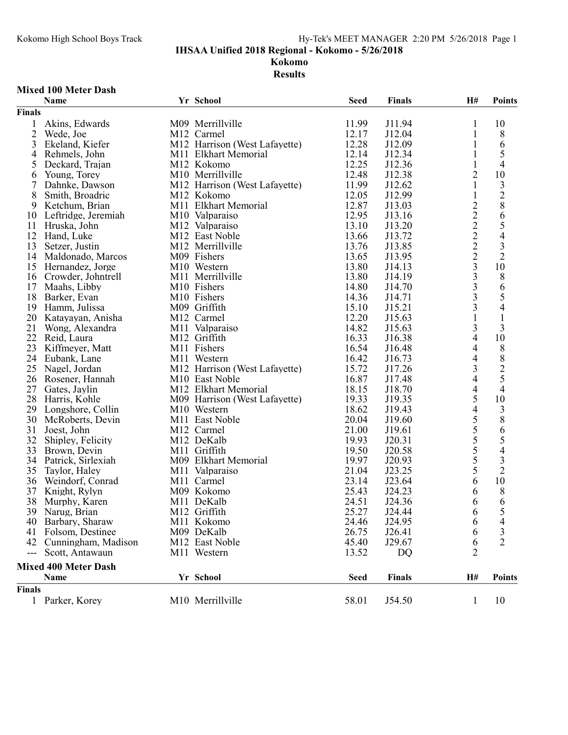**IHSAA Unified 2018 Regional - Kokomo - 5/26/2018**

**Kokomo**

**Results**

## Mixed 100 Meter Dash

| | Name | Yr | School | Seed | Finals | H# | Points |
|---|---|---|---|---|---|---|---|
| **Finals** | | | | | | | |
| 1 | Akins, Edwards | M09 | Merrillville | 11.99 | J11.94 | 1 | 10 |
| 2 | Wede, Joe | M12 | Carmel | 12.17 | J12.04 | 1 | 8 |
| 3 | Ekeland, Kiefer | M12 | Harrison (West Lafayette) | 12.28 | J12.09 | 1 | 6 |
| 4 | Rehmels, John | M11 | Elkhart Memorial | 12.14 | J12.34 | 1 | 5 |
| 5 | Deckard, Trajan | M12 | Kokomo | 12.25 | J12.36 | 1 | 4 |
| 6 | Young, Torey | M10 | Merrillville | 12.48 | J12.38 | 2 | 10 |
| 7 | Dahnke, Dawson | M12 | Harrison (West Lafayette) | 11.99 | J12.62 | 1 | 3 |
| 8 | Smith, Broadric | M12 | Kokomo | 12.05 | J12.99 | 1 | 2 |
| 9 | Ketchum, Brian | M11 | Elkhart Memorial | 12.87 | J13.03 | 2 | 8 |
| 10 | Leftridge, Jeremiah | M10 | Valparaiso | 12.95 | J13.16 | 2 | 6 |
| 11 | Hruska, John | M12 | Valparaiso | 13.10 | J13.20 | 2 | 5 |
| 12 | Hand, Luke | M12 | East Noble | 13.66 | J13.72 | 2 | 4 |
| 13 | Setzer, Justin | M12 | Merrillville | 13.76 | J13.85 | 2 | 3 |
| 14 | Maldonado, Marcos | M09 | Fishers | 13.65 | J13.95 | 2 | 2 |
| 15 | Hernandez, Jorge | M10 | Western | 13.80 | J14.13 | 3 | 10 |
| 16 | Crowder, Johntrell | M11 | Merrillville | 13.80 | J14.19 | 3 | 8 |
| 17 | Maahs, Libby | M10 | Fishers | 14.80 | J14.70 | 3 | 6 |
| 18 | Barker, Evan | M10 | Fishers | 14.36 | J14.71 | 3 | 5 |
| 19 | Hamm, Julissa | M09 | Griffith | 15.10 | J15.21 | 3 | 4 |
| 20 | Katayayan, Anisha | M12 | Carmel | 12.20 | J15.63 | 1 | 1 |
| 21 | Wong, Alexandra | M11 | Valparaiso | 14.82 | J15.63 | 3 | 3 |
| 22 | Reid, Laura | M12 | Griffith | 16.33 | J16.38 | 4 | 10 |
| 23 | Kiffmeyer, Matt | M11 | Fishers | 16.54 | J16.48 | 4 | 8 |
| 24 | Eubank, Lane | M11 | Western | 16.42 | J16.73 | 4 | 8 |
| 25 | Nagel, Jordan | M12 | Harrison (West Lafayette) | 15.72 | J17.26 | 3 | 2 |
| 26 | Rosener, Hannah | M10 | East Noble | 16.87 | J17.48 | 4 | 5 |
| 27 | Gates, Jaylin | M12 | Elkhart Memorial | 18.15 | J18.70 | 4 | 4 |
| 28 | Harris, Kohle | M09 | Harrison (West Lafayette) | 19.33 | J19.35 | 5 | 10 |
| 29 | Longshore, Collin | M10 | Western | 18.62 | J19.43 | 4 | 3 |
| 30 | McRoberts, Devin | M11 | East Noble | 20.04 | J19.60 | 5 | 8 |
| 31 | Joest, John | M12 | Carmel | 21.00 | J19.61 | 5 | 6 |
| 32 | Shipley, Felicity | M12 | DeKalb | 19.93 | J20.31 | 5 | 5 |
| 33 | Brown, Devin | M11 | Griffith | 19.50 | J20.58 | 5 | 4 |
| 34 | Patrick, Sirlexiah | M09 | Elkhart Memorial | 19.97 | J20.93 | 5 | 3 |
| 35 | Taylor, Haley | M11 | Valparaiso | 21.04 | J23.25 | 5 | 2 |
| 36 | Weindorf, Conrad | M11 | Carmel | 23.14 | J23.64 | 6 | 10 |
| 37 | Knight, Rylyn | M09 | Kokomo | 25.43 | J24.23 | 6 | 8 |
| 38 | Murphy, Karen | M11 | DeKalb | 24.51 | J24.36 | 6 | 6 |
| 39 | Narug, Brian | M12 | Griffith | 25.27 | J24.44 | 6 | 5 |
| 40 | Barbary, Sharaw | M11 | Kokomo | 24.46 | J24.95 | 6 | 4 |
| 41 | Folsom, Destinee | M09 | DeKalb | 26.75 | J26.41 | 6 | 3 |
| 42 | Cunningham, Madison | M12 | East Noble | 45.40 | J29.67 | 6 | 2 |
| --- | Scott, Antawaun | M11 | Western | 13.52 | DQ | 2 | |

## Mixed 400 Meter Dash

| | Name | Yr | School | Seed | Finals | H# | Points |
|---|---|---|---|---|---|---|---|
| **Finals** | | | | | | | |
| 1 | Parker, Korey | M10 | Merrillville | 58.01 | J54.50 | 1 | 10 |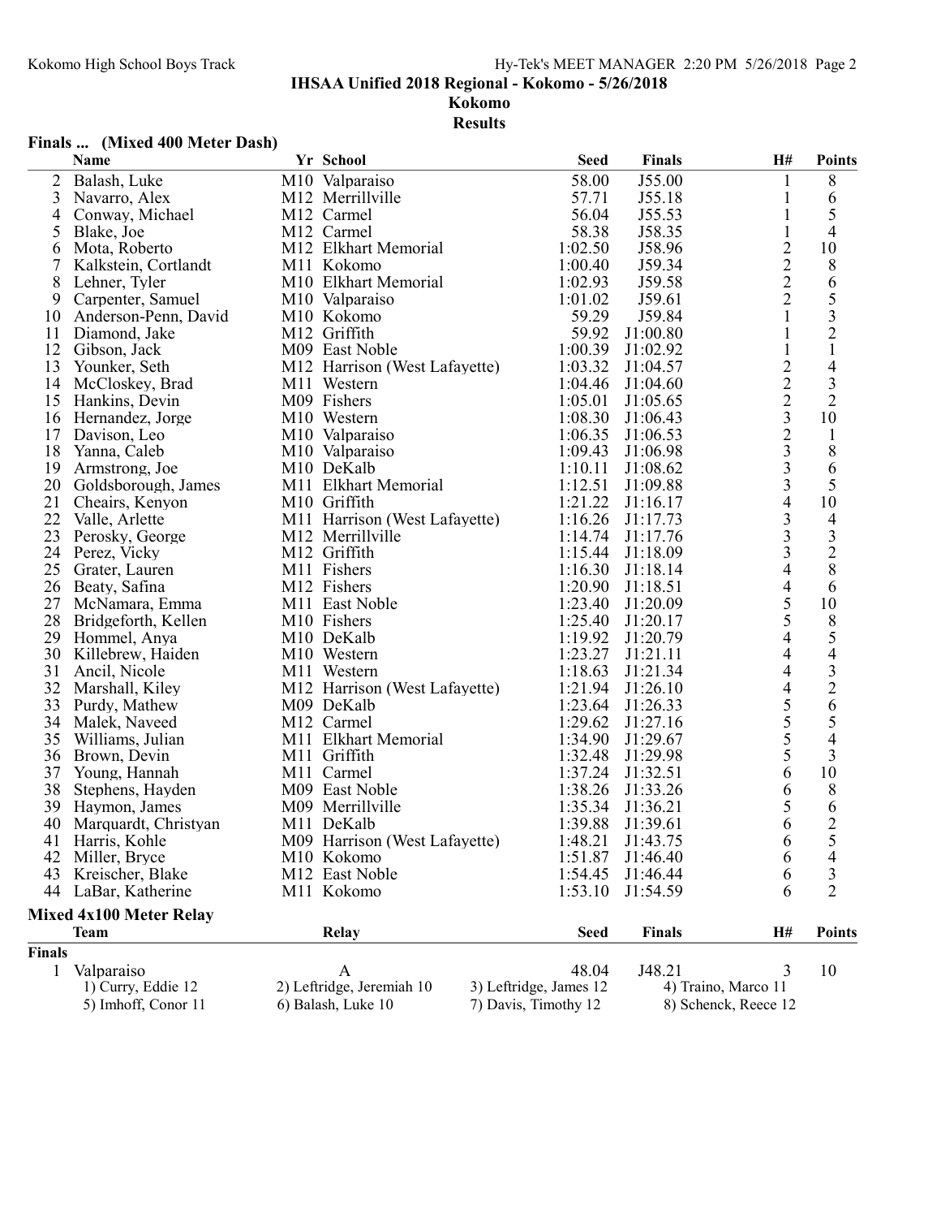**IHSAA Unified 2018 Regional - Kokomo - 5/26/2018**

**Kokomo**

**Results**

### Finals ... (Mixed 400 Meter Dash)

| | Name | Yr | School | Seed | Finals | H# | Points |
|---|---|---|---|---|---|---|---|
| 2 | Balash, Luke | M10 | Valparaiso | 58.00 | J55.00 | 1 | 8 |
| 3 | Navarro, Alex | M12 | Merrillville | 57.71 | J55.18 | 1 | 6 |
| 4 | Conway, Michael | M12 | Carmel | 56.04 | J55.53 | 1 | 5 |
| 5 | Blake, Joe | M12 | Carmel | 58.38 | J58.35 | 1 | 4 |
| 6 | Mota, Roberto | M12 | Elkhart Memorial | 1:02.50 | J58.96 | 2 | 10 |
| 7 | Kalkstein, Cortlandt | M11 | Kokomo | 1:00.40 | J59.34 | 2 | 8 |
| 8 | Lehner, Tyler | M10 | Elkhart Memorial | 1:02.93 | J59.58 | 2 | 6 |
| 9 | Carpenter, Samuel | M10 | Valparaiso | 1:01.02 | J59.61 | 2 | 5 |
| 10 | Anderson-Penn, David | M10 | Kokomo | 59.29 | J59.84 | 1 | 3 |
| 11 | Diamond, Jake | M12 | Griffith | 59.92 | J1:00.80 | 1 | 2 |
| 12 | Gibson, Jack | M09 | East Noble | 1:00.39 | J1:02.92 | 1 | 1 |
| 13 | Younker, Seth | M12 | Harrison (West Lafayette) | 1:03.32 | J1:04.57 | 2 | 4 |
| 14 | McCloskey, Brad | M11 | Western | 1:04.46 | J1:04.60 | 2 | 3 |
| 15 | Hankins, Devin | M09 | Fishers | 1:05.01 | J1:05.65 | 2 | 2 |
| 16 | Hernandez, Jorge | M10 | Western | 1:08.30 | J1:06.43 | 3 | 10 |
| 17 | Davison, Leo | M10 | Valparaiso | 1:06.35 | J1:06.53 | 2 | 1 |
| 18 | Yanna, Caleb | M10 | Valparaiso | 1:09.43 | J1:06.98 | 3 | 8 |
| 19 | Armstrong, Joe | M10 | DeKalb | 1:10.11 | J1:08.62 | 3 | 6 |
| 20 | Goldsborough, James | M11 | Elkhart Memorial | 1:12.51 | J1:09.88 | 3 | 5 |
| 21 | Cheairs, Kenyon | M10 | Griffith | 1:21.22 | J1:16.17 | 4 | 10 |
| 22 | Valle, Arlette | M11 | Harrison (West Lafayette) | 1:16.26 | J1:17.73 | 3 | 4 |
| 23 | Perosky, George | M12 | Merrillville | 1:14.74 | J1:17.76 | 3 | 3 |
| 24 | Perez, Vicky | M12 | Griffith | 1:15.44 | J1:18.09 | 3 | 2 |
| 25 | Grater, Lauren | M11 | Fishers | 1:16.30 | J1:18.14 | 4 | 8 |
| 26 | Beaty, Safina | M12 | Fishers | 1:20.90 | J1:18.51 | 4 | 6 |
| 27 | McNamara, Emma | M11 | East Noble | 1:23.40 | J1:20.09 | 5 | 10 |
| 28 | Bridgeforth, Kellen | M10 | Fishers | 1:25.40 | J1:20.17 | 5 | 8 |
| 29 | Hommel, Anya | M10 | DeKalb | 1:19.92 | J1:20.79 | 4 | 5 |
| 30 | Killebrew, Haiden | M10 | Western | 1:23.27 | J1:21.11 | 4 | 4 |
| 31 | Ancil, Nicole | M11 | Western | 1:18.63 | J1:21.34 | 4 | 3 |
| 32 | Marshall, Kiley | M12 | Harrison (West Lafayette) | 1:21.94 | J1:26.10 | 4 | 2 |
| 33 | Purdy, Mathew | M09 | DeKalb | 1:23.64 | J1:26.33 | 5 | 6 |
| 34 | Malek, Naveed | M12 | Carmel | 1:29.62 | J1:27.16 | 5 | 5 |
| 35 | Williams, Julian | M11 | Elkhart Memorial | 1:34.90 | J1:29.67 | 5 | 4 |
| 36 | Brown, Devin | M11 | Griffith | 1:32.48 | J1:29.98 | 5 | 3 |
| 37 | Young, Hannah | M11 | Carmel | 1:37.24 | J1:32.51 | 6 | 10 |
| 38 | Stephens, Hayden | M09 | East Noble | 1:38.26 | J1:33.26 | 6 | 8 |
| 39 | Haymon, James | M09 | Merrillville | 1:35.34 | J1:36.21 | 5 | 6 |
| 40 | Marquardt, Christyan | M11 | DeKalb | 1:39.88 | J1:39.61 | 6 | 2 |
| 41 | Harris, Kohle | M09 | Harrison (West Lafayette) | 1:48.21 | J1:43.75 | 6 | 5 |
| 42 | Miller, Bryce | M10 | Kokomo | 1:51.87 | J1:46.40 | 6 | 4 |
| 43 | Kreischer, Blake | M12 | East Noble | 1:54.45 | J1:46.44 | 6 | 3 |
| 44 | LaBar, Katherine | M11 | Kokomo | 1:53.10 | J1:54.59 | 6 | 2 |

### Mixed 4x100 Meter Relay

| | Team | Relay | Seed | Finals | H# | Points |
|---|---|---|---|---|---|---|
| **Finals** | | | | | | |
| 1 | Valparaiso | A | 48.04 | J48.21 | 3 | 10 |

1) Curry, Eddie 12 2) Leftridge, Jeremiah 10 3) Leftridge, James 12 4) Traino, Marco 11
5) Imhoff, Conor 11 6) Balash, Luke 10 7) Davis, Timothy 12 8) Schenck, Reece 12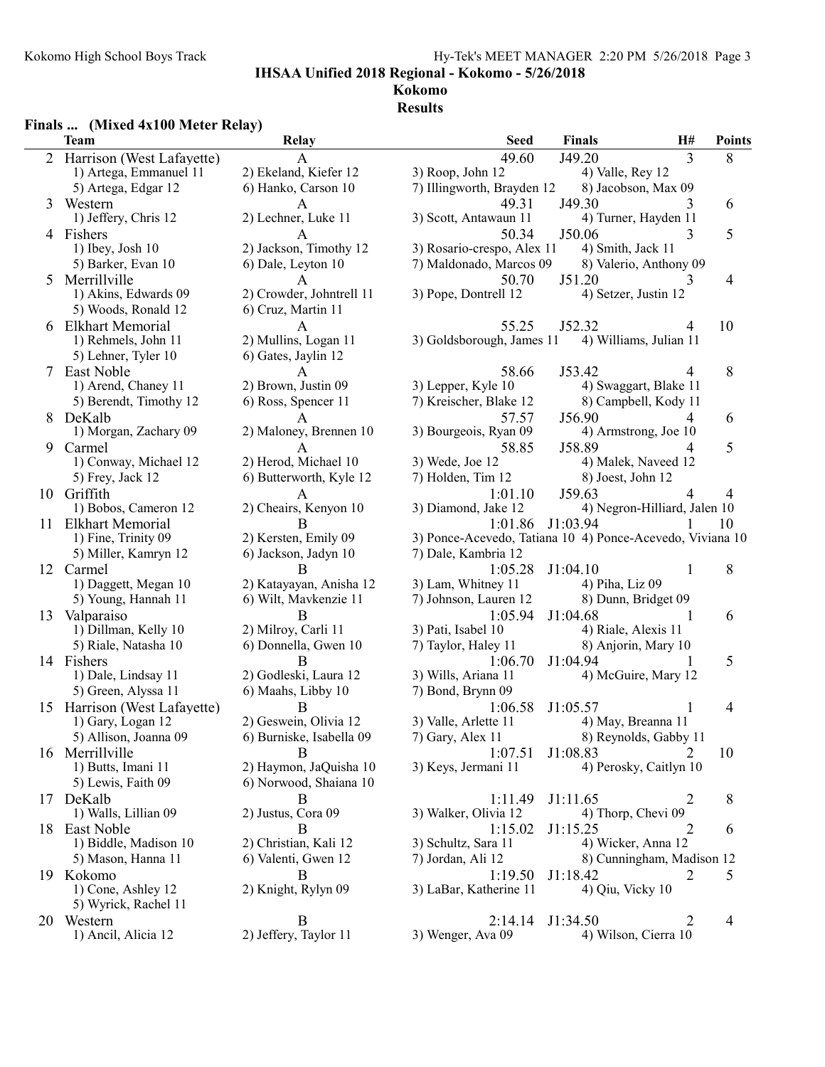**IHSAA Unified 2018 Regional - Kokomo - 5/26/2018**

**Kokomo**

**Results**

### Finals ... (Mixed 4x100 Meter Relay)

| | Team | Relay | Seed | Finals | H# | Points |
|---|---|---|---|---|---|---|
| 2 | Harrison (West Lafayette) | A | 49.60 | J49.20 | 3 | 8 |
| | 1) Artega, Emmanuel 11 | 2) Ekeland, Kiefer 12 | 3) Roop, John 12 | 4) Valle, Rey 12 | | |
| | 5) Artega, Edgar 12 | 6) Hanko, Carson 10 | 7) Illingworth, Brayden 12 | 8) Jacobson, Max 09 | | |
| 3 | Western | A | 49.31 | J49.30 | 3 | 6 |
| | 1) Jeffery, Chris 12 | 2) Lechner, Luke 11 | 3) Scott, Antawaun 11 | 4) Turner, Hayden 11 | | |
| 4 | Fishers | A | 50.34 | J50.06 | 3 | 5 |
| | 1) Ibey, Josh 10 | 2) Jackson, Timothy 12 | 3) Rosario-crespo, Alex 11 | 4) Smith, Jack 11 | | |
| | 5) Barker, Evan 10 | 6) Dale, Leyton 10 | 7) Maldonado, Marcos 09 | 8) Valerio, Anthony 09 | | |
| 5 | Merrillville | A | 50.70 | J51.20 | 3 | 4 |
| | 1) Akins, Edwards 09 | 2) Crowder, Johntrell 11 | 3) Pope, Dontrell 12 | 4) Setzer, Justin 12 | | |
| | 5) Woods, Ronald 12 | 6) Cruz, Martin 11 | | | | |
| 6 | Elkhart Memorial | A | 55.25 | J52.32 | 4 | 10 |
| | 1) Rehmels, John 11 | 2) Mullins, Logan 11 | 3) Goldsborough, James 11 | 4) Williams, Julian 11 | | |
| | 5) Lehner, Tyler 10 | 6) Gates, Jaylin 12 | | | | |
| 7 | East Noble | A | 58.66 | J53.42 | 4 | 8 |
| | 1) Arend, Chaney 11 | 2) Brown, Justin 09 | 3) Lepper, Kyle 10 | 4) Swaggart, Blake 11 | | |
| | 5) Berendt, Timothy 12 | 6) Ross, Spencer 11 | 7) Kreischer, Blake 12 | 8) Campbell, Kody 11 | | |
| 8 | DeKalb | A | 57.57 | J56.90 | 4 | 6 |
| | 1) Morgan, Zachary 09 | 2) Maloney, Brennen 10 | 3) Bourgeois, Ryan 09 | 4) Armstrong, Joe 10 | | |
| 9 | Carmel | A | 58.85 | J58.89 | 4 | 5 |
| | 1) Conway, Michael 12 | 2) Herod, Michael 10 | 3) Wede, Joe 12 | 4) Malek, Naveed 12 | | |
| | 5) Frey, Jack 12 | 6) Butterworth, Kyle 12 | 7) Holden, Tim 12 | 8) Joest, John 12 | | |
| 10 | Griffith | A | 1:01.10 | J59.63 | 4 | 4 |
| | 1) Bobos, Cameron 12 | 2) Cheairs, Kenyon 10 | 3) Diamond, Jake 12 | 4) Negron-Hilliard, Jalen 10 | | |
| 11 | Elkhart Memorial | B | 1:01.86 | J1:03.94 | 1 | 10 |
| | 1) Fine, Trinity 09 | 2) Kersten, Emily 09 | 3) Ponce-Acevedo, Tatiana 10 | 4) Ponce-Acevedo, Viviana 10 | | |
| | 5) Miller, Kamryn 12 | 6) Jackson, Jadyn 10 | 7) Dale, Kambria 12 | | | |
| 12 | Carmel | B | 1:05.28 | J1:04.10 | 1 | 8 |
| | 1) Daggett, Megan 10 | 2) Katayayan, Anisha 12 | 3) Lam, Whitney 11 | 4) Piha, Liz 09 | | |
| | 5) Young, Hannah 11 | 6) Wilt, Mavkenzie 11 | 7) Johnson, Lauren 12 | 8) Dunn, Bridget 09 | | |
| 13 | Valparaiso | B | 1:05.94 | J1:04.68 | 1 | 6 |
| | 1) Dillman, Kelly 10 | 2) Milroy, Carli 11 | 3) Pati, Isabel 10 | 4) Riale, Alexis 11 | | |
| | 5) Riale, Natasha 10 | 6) Donnella, Gwen 10 | 7) Taylor, Haley 11 | 8) Anjorin, Mary 10 | | |
| 14 | Fishers | B | 1:06.70 | J1:04.94 | 1 | 5 |
| | 1) Dale, Lindsay 11 | 2) Godleski, Laura 12 | 3) Wills, Ariana 11 | 4) McGuire, Mary 12 | | |
| | 5) Green, Alyssa 11 | 6) Maahs, Libby 10 | 7) Bond, Brynn 09 | | | |
| 15 | Harrison (West Lafayette) | B | 1:06.58 | J1:05.57 | 1 | 4 |
| | 1) Gary, Logan 12 | 2) Geswein, Olivia 12 | 3) Valle, Arlette 11 | 4) May, Breanna 11 | | |
| | 5) Allison, Joanna 09 | 6) Burniske, Isabella 09 | 7) Gary, Alex 11 | 8) Reynolds, Gabby 11 | | |
| 16 | Merrillville | B | 1:07.51 | J1:08.83 | 2 | 10 |
| | 1) Butts, Imani 11 | 2) Haymon, JaQuisha 10 | 3) Keys, Jermani 11 | 4) Perosky, Caitlyn 10 | | |
| | 5) Lewis, Faith 09 | 6) Norwood, Shaiana 10 | | | | |
| 17 | DeKalb | B | 1:11.49 | J1:11.65 | 2 | 8 |
| | 1) Walls, Lillian 09 | 2) Justus, Cora 09 | 3) Walker, Olivia 12 | 4) Thorp, Chevi 09 | | |
| 18 | East Noble | B | 1:15.02 | J1:15.25 | 2 | 6 |
| | 1) Biddle, Madison 10 | 2) Christian, Kali 12 | 3) Schultz, Sara 11 | 4) Wicker, Anna 12 | | |
| | 5) Mason, Hanna 11 | 6) Valenti, Gwen 12 | 7) Jordan, Ali 12 | 8) Cunningham, Madison 12 | | |
| 19 | Kokomo | B | 1:19.50 | J1:18.42 | 2 | 5 |
| | 1) Cone, Ashley 12 | 2) Knight, Rylyn 09 | 3) LaBar, Katherine 11 | 4) Qiu, Vicky 10 | | |
| | 5) Wyrick, Rachel 11 | | | | | |
| 20 | Western | B | 2:14.14 | J1:34.50 | 2 | 4 |
| | 1) Ancil, Alicia 12 | 2) Jeffery, Taylor 11 | 3) Wenger, Ava 09 | 4) Wilson, Cierra 10 | | |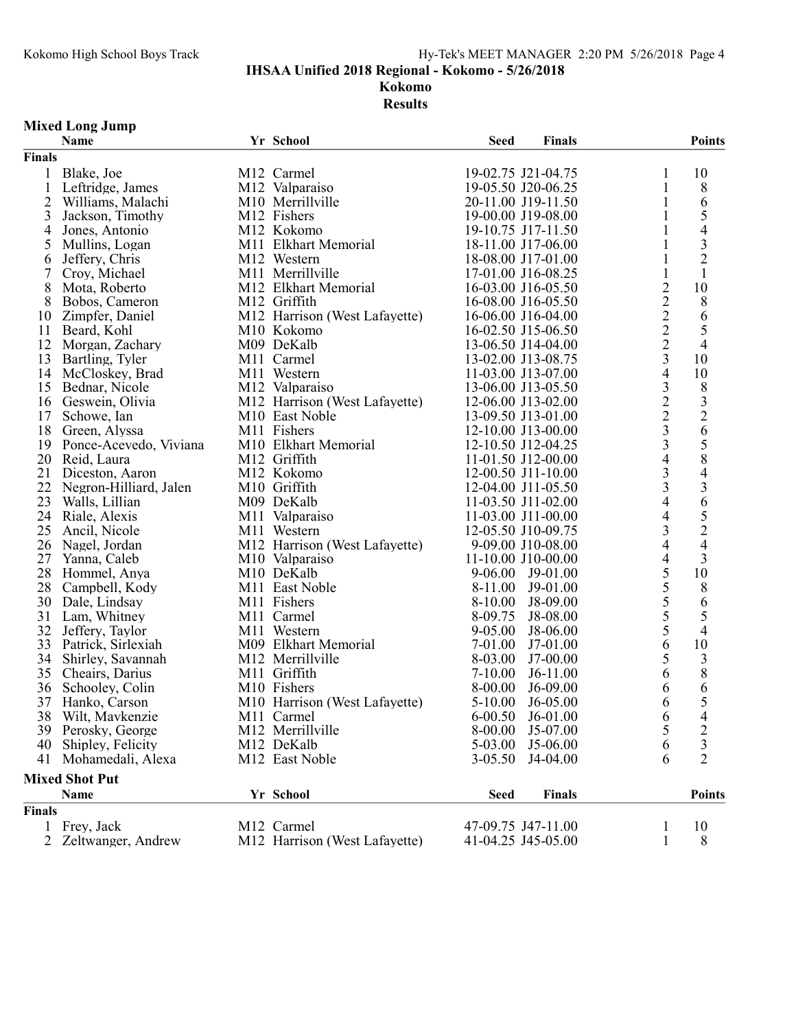IHSAA Unified 2018 Regional - Kokomo - 5/26/2018

Kokomo

Results

## Mixed Long Jump

| | Name | Yr | School | Seed | Finals | | Points |
|---|---|---|---|---|---|---|---|
| **Finals** | | | | | | | |
| 1 | Blake, Joe | M12 | Carmel | 19-02.75 | J21-04.75 | 1 | 10 |
| 1 | Leftridge, James | M12 | Valparaiso | 19-05.50 | J20-06.25 | 1 | 8 |
| 2 | Williams, Malachi | M10 | Merrillville | 20-11.00 | J19-11.50 | 1 | 6 |
| 3 | Jackson, Timothy | M12 | Fishers | 19-00.00 | J19-08.00 | 1 | 5 |
| 4 | Jones, Antonio | M12 | Kokomo | 19-10.75 | J17-11.50 | 1 | 4 |
| 5 | Mullins, Logan | M11 | Elkhart Memorial | 18-11.00 | J17-06.00 | 1 | 3 |
| 6 | Jeffery, Chris | M12 | Western | 18-08.00 | J17-01.00 | 1 | 2 |
| 7 | Croy, Michael | M11 | Merrillville | 17-01.00 | J16-08.25 | 1 | 1 |
| 8 | Mota, Roberto | M12 | Elkhart Memorial | 16-03.00 | J16-05.50 | 2 | 10 |
| 8 | Bobos, Cameron | M12 | Griffith | 16-08.00 | J16-05.50 | 2 | 8 |
| 10 | Zimpfer, Daniel | M12 | Harrison (West Lafayette) | 16-06.00 | J16-04.00 | 2 | 6 |
| 11 | Beard, Kohl | M10 | Kokomo | 16-02.50 | J15-06.50 | 2 | 5 |
| 12 | Morgan, Zachary | M09 | DeKalb | 13-06.50 | J14-04.00 | 2 | 4 |
| 13 | Bartling, Tyler | M11 | Carmel | 13-02.00 | J13-08.75 | 3 | 10 |
| 14 | McCloskey, Brad | M11 | Western | 11-03.00 | J13-07.00 | 4 | 10 |
| 15 | Bednar, Nicole | M12 | Valparaiso | 13-06.00 | J13-05.50 | 3 | 8 |
| 16 | Geswein, Olivia | M12 | Harrison (West Lafayette) | 12-06.00 | J13-02.00 | 2 | 3 |
| 17 | Schowe, Ian | M10 | East Noble | 13-09.50 | J13-01.00 | 2 | 2 |
| 18 | Green, Alyssa | M11 | Fishers | 12-10.00 | J13-00.00 | 3 | 6 |
| 19 | Ponce-Acevedo, Viviana | M10 | Elkhart Memorial | 12-10.50 | J12-04.25 | 3 | 5 |
| 20 | Reid, Laura | M12 | Griffith | 11-01.50 | J12-00.00 | 4 | 8 |
| 21 | Diceston, Aaron | M12 | Kokomo | 12-00.50 | J11-10.00 | 3 | 4 |
| 22 | Negron-Hilliard, Jalen | M10 | Griffith | 12-04.00 | J11-05.50 | 3 | 3 |
| 23 | Walls, Lillian | M09 | DeKalb | 11-03.50 | J11-02.00 | 4 | 6 |
| 24 | Riale, Alexis | M11 | Valparaiso | 11-03.00 | J11-00.00 | 4 | 5 |
| 25 | Ancil, Nicole | M11 | Western | 12-05.50 | J10-09.75 | 3 | 2 |
| 26 | Nagel, Jordan | M12 | Harrison (West Lafayette) | 9-09.00 | J10-08.00 | 4 | 4 |
| 27 | Yanna, Caleb | M10 | Valparaiso | 11-10.00 | J10-00.00 | 4 | 3 |
| 28 | Hommel, Anya | M10 | DeKalb | 9-06.00 | J9-01.00 | 5 | 10 |
| 28 | Campbell, Kody | M11 | East Noble | 8-11.00 | J9-01.00 | 5 | 8 |
| 30 | Dale, Lindsay | M11 | Fishers | 8-10.00 | J8-09.00 | 5 | 6 |
| 31 | Lam, Whitney | M11 | Carmel | 8-09.75 | J8-08.00 | 5 | 5 |
| 32 | Jeffery, Taylor | M11 | Western | 9-05.00 | J8-06.00 | 5 | 4 |
| 33 | Patrick, Sirlexiah | M09 | Elkhart Memorial | 7-01.00 | J7-01.00 | 6 | 10 |
| 34 | Shirley, Savannah | M12 | Merrillville | 8-03.00 | J7-00.00 | 5 | 3 |
| 35 | Cheairs, Darius | M11 | Griffith | 7-10.00 | J6-11.00 | 6 | 8 |
| 36 | Schooley, Colin | M10 | Fishers | 8-00.00 | J6-09.00 | 6 | 6 |
| 37 | Hanko, Carson | M10 | Harrison (West Lafayette) | 5-10.00 | J6-05.00 | 6 | 5 |
| 38 | Wilt, Mavkenzie | M11 | Carmel | 6-00.50 | J6-01.00 | 6 | 4 |
| 39 | Perosky, George | M12 | Merrillville | 8-00.00 | J5-07.00 | 5 | 2 |
| 40 | Shipley, Felicity | M12 | DeKalb | 5-03.00 | J5-06.00 | 6 | 3 |
| 41 | Mohamedali, Alexa | M12 | East Noble | 3-05.50 | J4-04.00 | 6 | 2 |

## Mixed Shot Put

| | Name | Yr | School | Seed | Finals | | Points |
|---|---|---|---|---|---|---|---|
| **Finals** | | | | | | | |
| 1 | Frey, Jack | M12 | Carmel | 47-09.75 | J47-11.00 | 1 | 10 |
| 2 | Zeltwanger, Andrew | M12 | Harrison (West Lafayette) | 41-04.25 | J45-05.00 | 1 | 8 |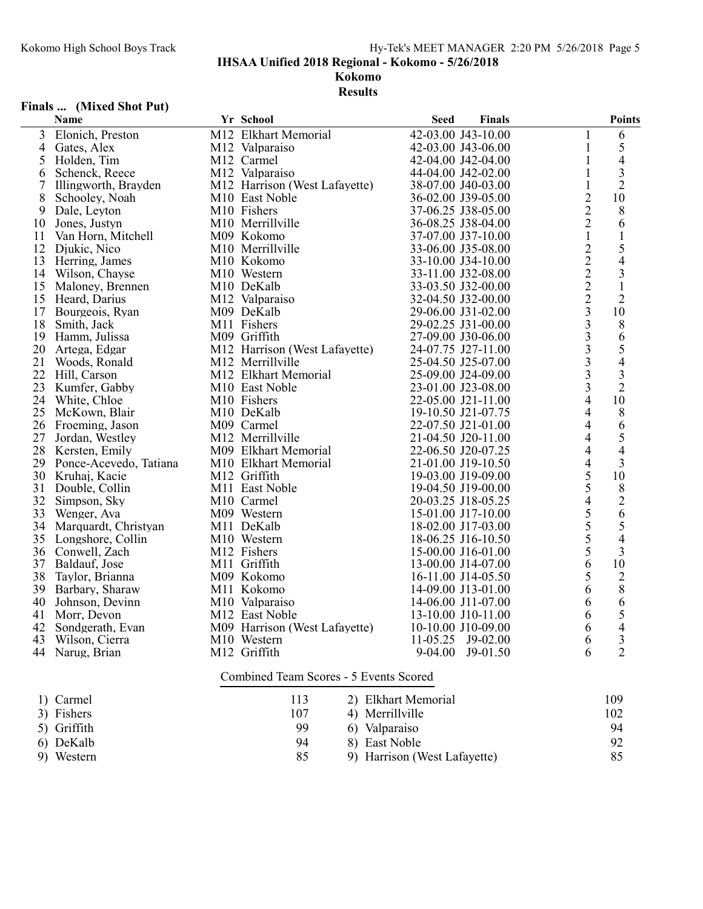**IHSAA Unified 2018 Regional - Kokomo - 5/26/2018**

**Kokomo**

**Results**

**Finals ... (Mixed Shot Put)**

| | Name | Yr | School | Seed | Finals | | Points |
|---|---|---|---|---|---|---|---|
| 3 | Elonich, Preston | M12 | Elkhart Memorial | 42-03.00 | J43-10.00 | 1 | 6 |
| 4 | Gates, Alex | M12 | Valparaiso | 42-03.00 | J43-06.00 | 1 | 5 |
| 5 | Holden, Tim | M12 | Carmel | 42-04.00 | J42-04.00 | 1 | 4 |
| 6 | Schenck, Reece | M12 | Valparaiso | 44-04.00 | J42-02.00 | 1 | 3 |
| 7 | Illingworth, Brayden | M12 | Harrison (West Lafayette) | 38-07.00 | J40-03.00 | 1 | 2 |
| 8 | Schooley, Noah | M10 | East Noble | 36-02.00 | J39-05.00 | 2 | 10 |
| 9 | Dale, Leyton | M10 | Fishers | 37-06.25 | J38-05.00 | 2 | 8 |
| 10 | Jones, Justyn | M10 | Merrillville | 36-08.25 | J38-04.00 | 2 | 6 |
| 11 | Van Horn, Mitchell | M09 | Kokomo | 37-07.00 | J37-10.00 | 1 | 1 |
| 12 | Djukic, Nico | M10 | Merrillville | 33-06.00 | J35-08.00 | 2 | 5 |
| 13 | Herring, James | M10 | Kokomo | 33-10.00 | J34-10.00 | 2 | 4 |
| 14 | Wilson, Chayse | M10 | Western | 33-11.00 | J32-08.00 | 2 | 3 |
| 15 | Maloney, Brennen | M10 | DeKalb | 33-03.50 | J32-00.00 | 2 | 1 |
| 15 | Heard, Darius | M12 | Valparaiso | 32-04.50 | J32-00.00 | 2 | 2 |
| 17 | Bourgeois, Ryan | M09 | DeKalb | 29-06.00 | J31-02.00 | 3 | 10 |
| 18 | Smith, Jack | M11 | Fishers | 29-02.25 | J31-00.00 | 3 | 8 |
| 19 | Hamm, Julissa | M09 | Griffith | 27-09.00 | J30-06.00 | 3 | 6 |
| 20 | Artega, Edgar | M12 | Harrison (West Lafayette) | 24-07.75 | J27-11.00 | 3 | 5 |
| 21 | Woods, Ronald | M12 | Merrillville | 25-04.50 | J25-07.00 | 3 | 4 |
| 22 | Hill, Carson | M12 | Elkhart Memorial | 25-09.00 | J24-09.00 | 3 | 3 |
| 23 | Kumfer, Gabby | M10 | East Noble | 23-01.00 | J23-08.00 | 3 | 2 |
| 24 | White, Chloe | M10 | Fishers | 22-05.00 | J21-11.00 | 4 | 10 |
| 25 | McKown, Blair | M10 | DeKalb | 19-10.50 | J21-07.75 | 4 | 8 |
| 26 | Froeming, Jason | M09 | Carmel | 22-07.50 | J21-01.00 | 4 | 6 |
| 27 | Jordan, Westley | M12 | Merrillville | 21-04.50 | J20-11.00 | 4 | 5 |
| 28 | Kersten, Emily | M09 | Elkhart Memorial | 22-06.50 | J20-07.25 | 4 | 4 |
| 29 | Ponce-Acevedo, Tatiana | M10 | Elkhart Memorial | 21-01.00 | J19-10.50 | 4 | 3 |
| 30 | Kruhaj, Kacie | M12 | Griffith | 19-03.00 | J19-09.00 | 5 | 10 |
| 31 | Double, Collin | M11 | East Noble | 19-04.50 | J19-00.00 | 5 | 8 |
| 32 | Simpson, Sky | M10 | Carmel | 20-03.25 | J18-05.25 | 4 | 2 |
| 33 | Wenger, Ava | M09 | Western | 15-01.00 | J17-10.00 | 5 | 6 |
| 34 | Marquardt, Christyan | M11 | DeKalb | 18-02.00 | J17-03.00 | 5 | 5 |
| 35 | Longshore, Collin | M10 | Western | 18-06.25 | J16-10.50 | 5 | 4 |
| 36 | Conwell, Zach | M12 | Fishers | 15-00.00 | J16-01.00 | 5 | 3 |
| 37 | Baldauf, Jose | M11 | Griffith | 13-00.00 | J14-07.00 | 6 | 10 |
| 38 | Taylor, Brianna | M09 | Kokomo | 16-11.00 | J14-05.50 | 5 | 2 |
| 39 | Barbary, Sharaw | M11 | Kokomo | 14-09.00 | J13-01.00 | 6 | 8 |
| 40 | Johnson, Devinn | M10 | Valparaiso | 14-06.00 | J11-07.00 | 6 | 6 |
| 41 | Morr, Devon | M12 | East Noble | 13-10.00 | J10-11.00 | 6 | 5 |
| 42 | Sondgerath, Evan | M09 | Harrison (West Lafayette) | 10-10.00 | J10-09.00 | 6 | 4 |
| 43 | Wilson, Cierra | M10 | Western | 11-05.25 | J9-02.00 | 6 | 3 |
| 44 | Narug, Brian | M12 | Griffith | 9-04.00 | J9-01.50 | 6 | 2 |

**Combined Team Scores - 5 Events Scored**

| | | | |
|---|---|---|---|
| 1) Carmel | 113 | 2) Elkhart Memorial | 109 |
| 3) Fishers | 107 | 4) Merrillville | 102 |
| 5) Griffith | 99 | 6) Valparaiso | 94 |
| 6) DeKalb | 94 | 8) East Noble | 92 |
| 9) Western | 85 | 9) Harrison (West Lafayette) | 85 |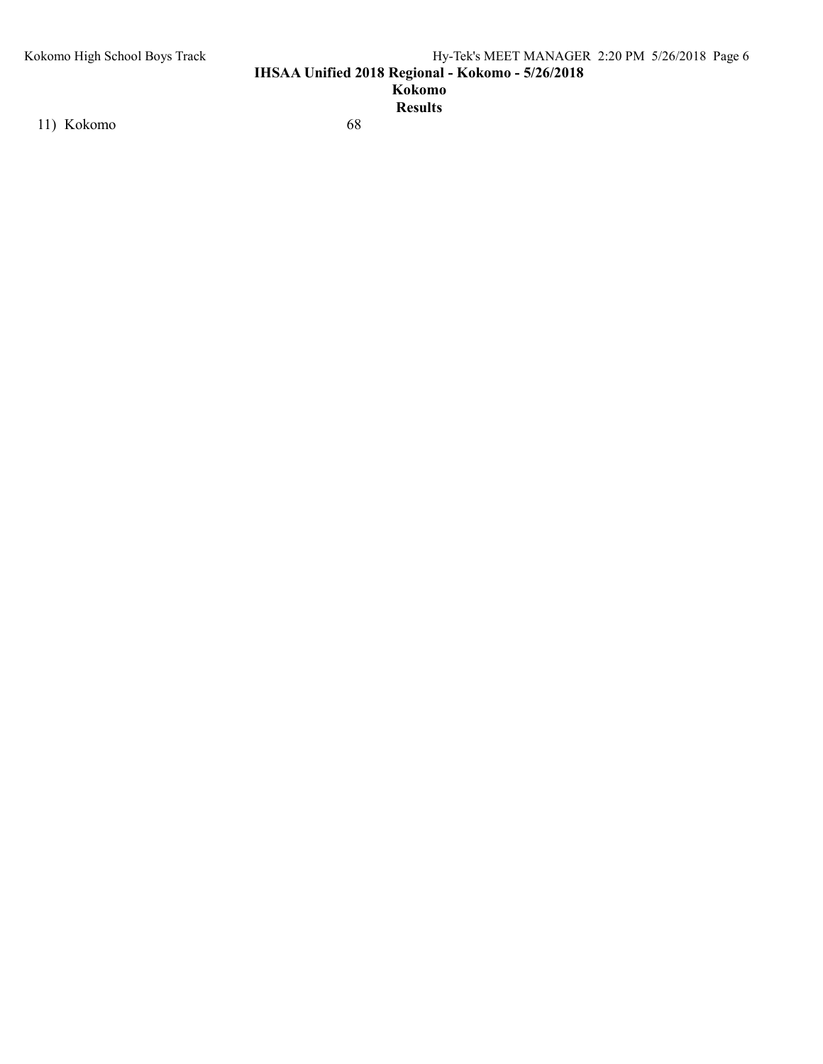11) Kokomo 68